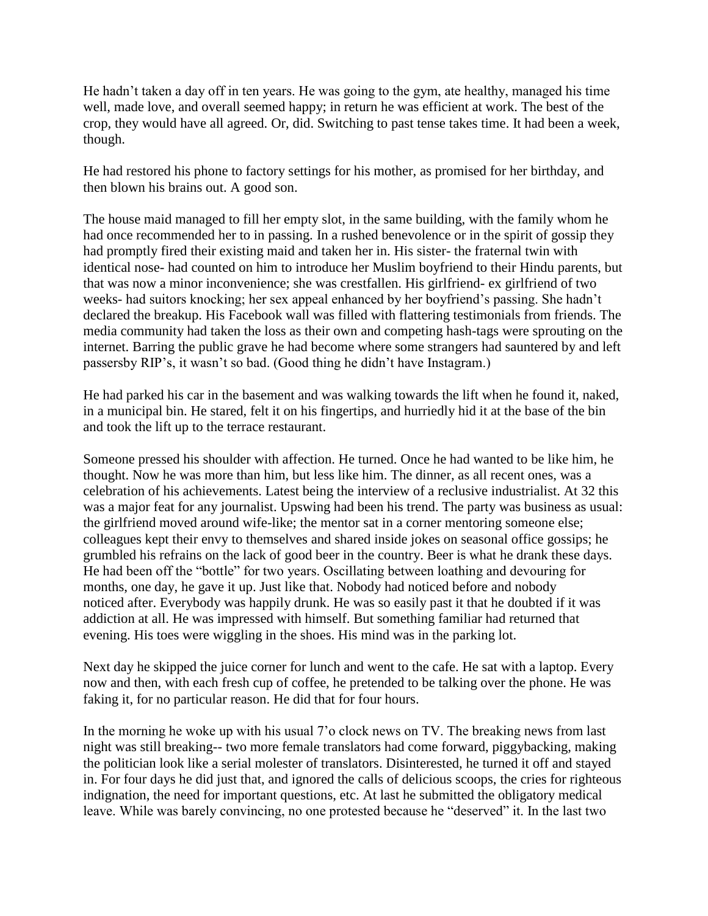He hadn't taken a day off in ten years. He was going to the gym, ate healthy, managed his time well, made love, and overall seemed happy; in return he was efficient at work. The best of the crop, they would have all agreed. Or, did. Switching to past tense takes time. It had been a week, though.

He had restored his phone to factory settings for his mother, as promised for her birthday, and then blown his brains out. A good son.

The house maid managed to fill her empty slot, in the same building, with the family whom he had once recommended her to in passing. In a rushed benevolence or in the spirit of gossip they had promptly fired their existing maid and taken her in. His sister- the fraternal twin with identical nose- had counted on him to introduce her Muslim boyfriend to their Hindu parents, but that was now a minor inconvenience; she was crestfallen. His girlfriend- ex girlfriend of two weeks- had suitors knocking; her sex appeal enhanced by her boyfriend's passing. She hadn't declared the breakup. His Facebook wall was filled with flattering testimonials from friends. The media community had taken the loss as their own and competing hash-tags were sprouting on the internet. Barring the public grave he had become where some strangers had sauntered by and left passersby RIP's, it wasn't so bad. (Good thing he didn't have Instagram.)

He had parked his car in the basement and was walking towards the lift when he found it, naked, in a municipal bin. He stared, felt it on his fingertips, and hurriedly hid it at the base of the bin and took the lift up to the terrace restaurant.

Someone pressed his shoulder with affection. He turned. Once he had wanted to be like him, he thought. Now he was more than him, but less like him. The dinner, as all recent ones, was a celebration of his achievements. Latest being the interview of a reclusive industrialist. At 32 this was a major feat for any journalist. Upswing had been his trend. The party was business as usual: the girlfriend moved around wife-like; the mentor sat in a corner mentoring someone else; colleagues kept their envy to themselves and shared inside jokes on seasonal office gossips; he grumbled his refrains on the lack of good beer in the country. Beer is what he drank these days. He had been off the "bottle" for two years. Oscillating between loathing and devouring for months, one day, he gave it up. Just like that. Nobody had noticed before and nobody noticed after. Everybody was happily drunk. He was so easily past it that he doubted if it was addiction at all. He was impressed with himself. But something familiar had returned that evening. His toes were wiggling in the shoes. His mind was in the parking lot.

Next day he skipped the juice corner for lunch and went to the cafe. He sat with a laptop. Every now and then, with each fresh cup of coffee, he pretended to be talking over the phone. He was faking it, for no particular reason. He did that for four hours.

In the morning he woke up with his usual 7'o clock news on TV. The breaking news from last night was still breaking-- two more female translators had come forward, piggybacking, making the politician look like a serial molester of translators. Disinterested, he turned it off and stayed in. For four days he did just that, and ignored the calls of delicious scoops, the cries for righteous indignation, the need for important questions, etc. At last he submitted the obligatory medical leave. While was barely convincing, no one protested because he "deserved" it. In the last two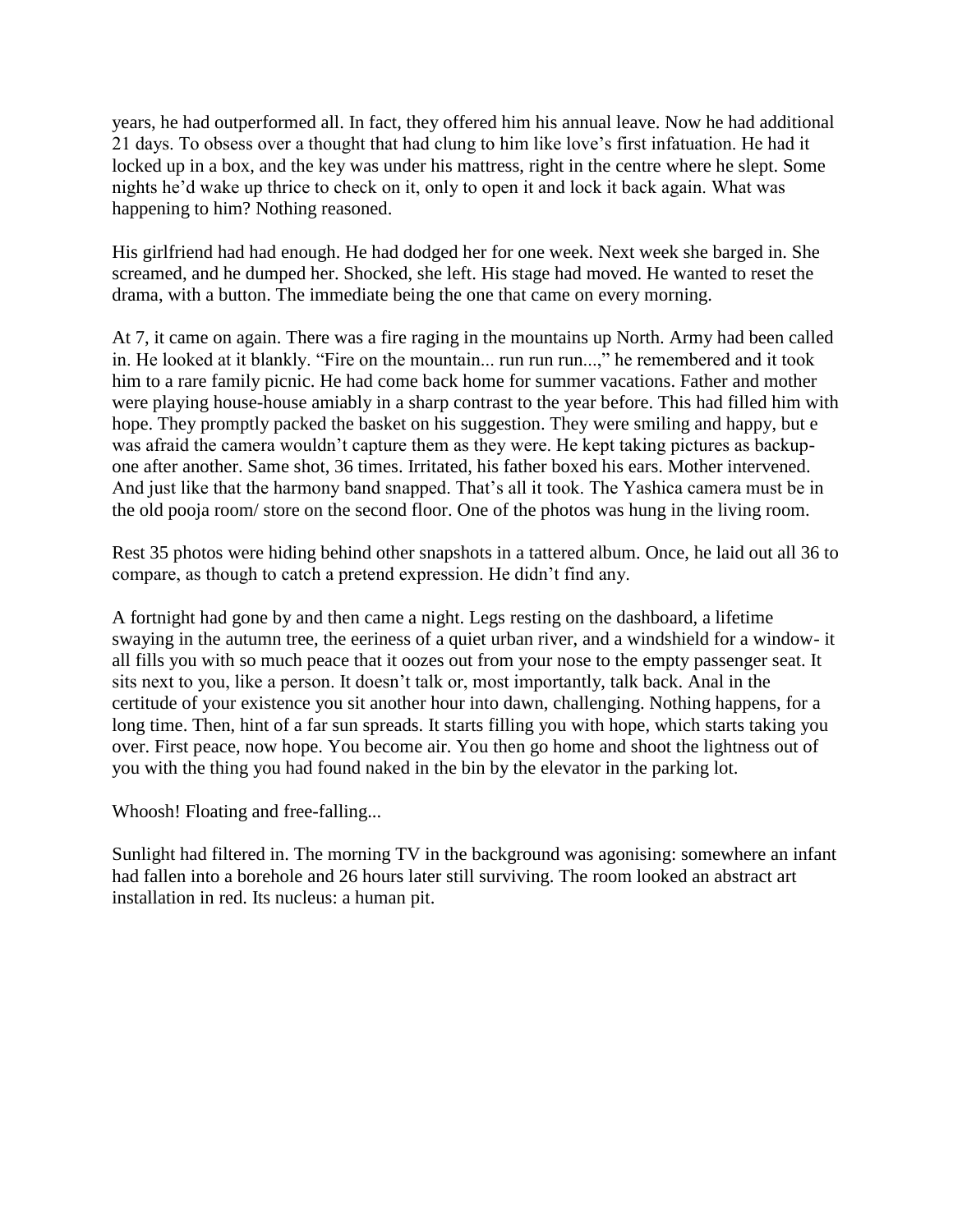years, he had outperformed all. In fact, they offered him his annual leave. Now he had additional 21 days. To obsess over a thought that had clung to him like love's first infatuation. He had it locked up in a box, and the key was under his mattress, right in the centre where he slept. Some nights he'd wake up thrice to check on it, only to open it and lock it back again. What was happening to him? Nothing reasoned.

His girlfriend had had enough. He had dodged her for one week. Next week she barged in. She screamed, and he dumped her. Shocked, she left. His stage had moved. He wanted to reset the drama, with a button. The immediate being the one that came on every morning.

At 7, it came on again. There was a fire raging in the mountains up North. Army had been called in. He looked at it blankly. "Fire on the mountain... run run run...," he remembered and it took him to a rare family picnic. He had come back home for summer vacations. Father and mother were playing house-house amiably in a sharp contrast to the year before. This had filled him with hope. They promptly packed the basket on his suggestion. They were smiling and happy, but e was afraid the camera wouldn't capture them as they were. He kept taking pictures as backup- one after another. Same shot, 36 times. Irritated, his father boxed his ears. Mother intervened. And just like that the harmony band snapped. That's all it took. The Yashica camera must be in the old pooja room/ store on the second floor. One of the photos was hung in the living room.

Rest 35 photos were hiding behind other snapshots in a tattered album. Once, he laid out all 36 to compare, as though to catch a pretend expression. He didn't find any.

A fortnight had gone by and then came a night. Legs resting on the dashboard, a lifetime swaying in the autumn tree, the eeriness of a quiet urban river, and a windshield for a window- it all fills you with so much peace that it oozes out from your nose to the empty passenger seat. It sits next to you, like a person. It doesn't talk or, most importantly, talk back. Anal in the certitude of your existence you sit another hour into dawn, challenging. Nothing happens, for a long time. Then, hint of a far sun spreads. It starts filling you with hope, which starts taking you over. First peace, now hope. You become air. You then go home and shoot the lightness out of you with the thing you had found naked in the bin by the elevator in the parking lot.

Whoosh! Floating and free-falling...

Sunlight had filtered in. The morning TV in the background was agonising: somewhere an infant had fallen into a borehole and 26 hours later still surviving. The room looked an abstract art installation in red. Its nucleus: a human pit.